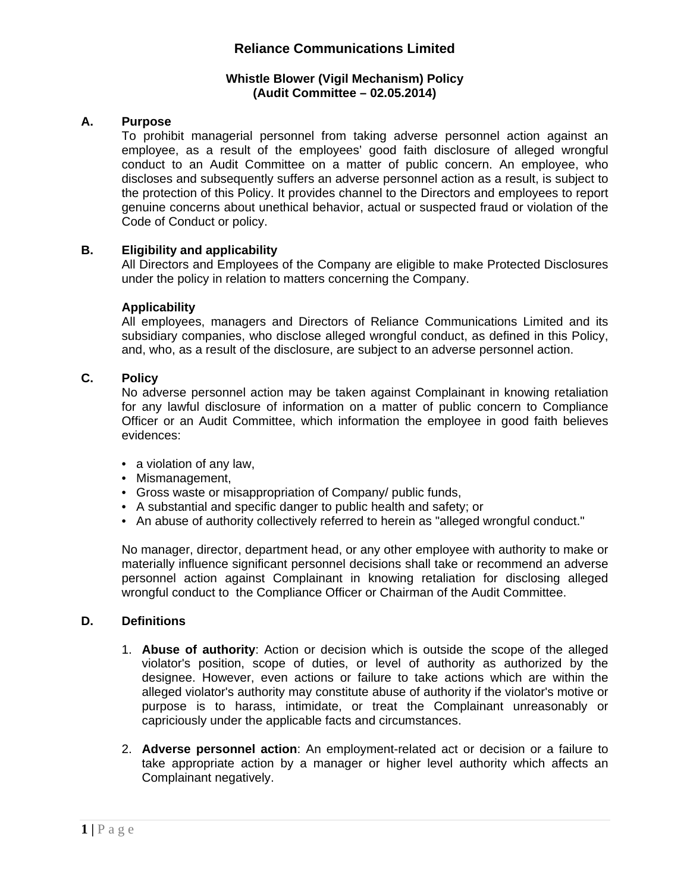# Reliance Communications Limited

## Whistle Blower (Vigil Mechanism) Policy
## (Audit Committee – 02.05.2014)

### A. Purpose

To prohibit managerial personnel from taking adverse personnel action against an employee, as a result of the employees' good faith disclosure of alleged wrongful conduct to an Audit Committee on a matter of public concern. An employee, who discloses and subsequently suffers an adverse personnel action as a result, is subject to the protection of this Policy. It provides channel to the Directors and employees to report genuine concerns about unethical behavior, actual or suspected fraud or violation of the Code of Conduct or policy.

### B. Eligibility and applicability

All Directors and Employees of the Company are eligible to make Protected Disclosures under the policy in relation to matters concerning the Company.

**Applicability**

All employees, managers and Directors of Reliance Communications Limited and its subsidiary companies, who disclose alleged wrongful conduct, as defined in this Policy, and, who, as a result of the disclosure, are subject to an adverse personnel action.

### C. Policy

No adverse personnel action may be taken against Complainant in knowing retaliation for any lawful disclosure of information on a matter of public concern to Compliance Officer or an Audit Committee, which information the employee in good faith believes evidences:

- a violation of any law,
- Mismanagement,
- Gross waste or misappropriation of Company/ public funds,
- A substantial and specific danger to public health and safety; or
- An abuse of authority collectively referred to herein as "alleged wrongful conduct."

No manager, director, department head, or any other employee with authority to make or materially influence significant personnel decisions shall take or recommend an adverse personnel action against Complainant in knowing retaliation for disclosing alleged wrongful conduct to the Compliance Officer or Chairman of the Audit Committee.

### D. Definitions

1. **Abuse of authority**: Action or decision which is outside the scope of the alleged violator's position, scope of duties, or level of authority as authorized by the designee. However, even actions or failure to take actions which are within the alleged violator's authority may constitute abuse of authority if the violator's motive or purpose is to harass, intimidate, or treat the Complainant unreasonably or capriciously under the applicable facts and circumstances.

2. **Adverse personnel action**: An employment-related act or decision or a failure to take appropriate action by a manager or higher level authority which affects an Complainant negatively.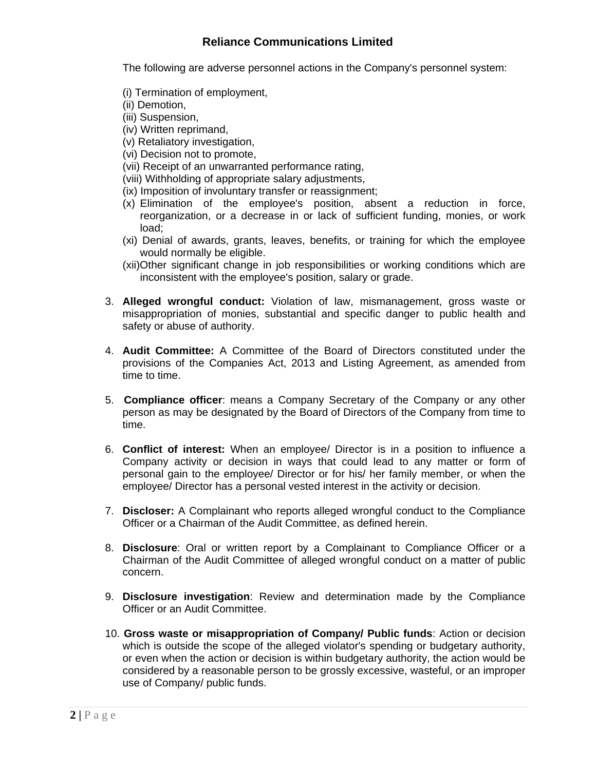The following are adverse personnel actions in the Company's personnel system:

(i) Termination of employment,
(ii) Demotion,
(iii) Suspension,
(iv) Written reprimand,
(v) Retaliatory investigation,
(vi) Decision not to promote,
(vii) Receipt of an unwarranted performance rating,
(viii) Withholding of appropriate salary adjustments,
(ix) Imposition of involuntary transfer or reassignment;
(x) Elimination of the employee's position, absent a reduction in force, reorganization, or a decrease in or lack of sufficient funding, monies, or work load;
(xi) Denial of awards, grants, leaves, benefits, or training for which the employee would normally be eligible.
(xii) Other significant change in job responsibilities or working conditions which are inconsistent with the employee's position, salary or grade.

3. **Alleged wrongful conduct:** Violation of law, mismanagement, gross waste or misappropriation of monies, substantial and specific danger to public health and safety or abuse of authority.

4. **Audit Committee:** A Committee of the Board of Directors constituted under the provisions of the Companies Act, 2013 and Listing Agreement, as amended from time to time.

5. **Compliance officer**: means a Company Secretary of the Company or any other person as may be designated by the Board of Directors of the Company from time to time.

6. **Conflict of interest:** When an employee/ Director is in a position to influence a Company activity or decision in ways that could lead to any matter or form of personal gain to the employee/ Director or for his/ her family member, or when the employee/ Director has a personal vested interest in the activity or decision.

7. **Discloser:** A Complainant who reports alleged wrongful conduct to the Compliance Officer or a Chairman of the Audit Committee, as defined herein.

8. **Disclosure**: Oral or written report by a Complainant to Compliance Officer or a Chairman of the Audit Committee of alleged wrongful conduct on a matter of public concern.

9. **Disclosure investigation**: Review and determination made by the Compliance Officer or an Audit Committee.

10. **Gross waste or misappropriation of Company/ Public funds**: Action or decision which is outside the scope of the alleged violator's spending or budgetary authority, or even when the action or decision is within budgetary authority, the action would be considered by a reasonable person to be grossly excessive, wasteful, or an improper use of Company/ public funds.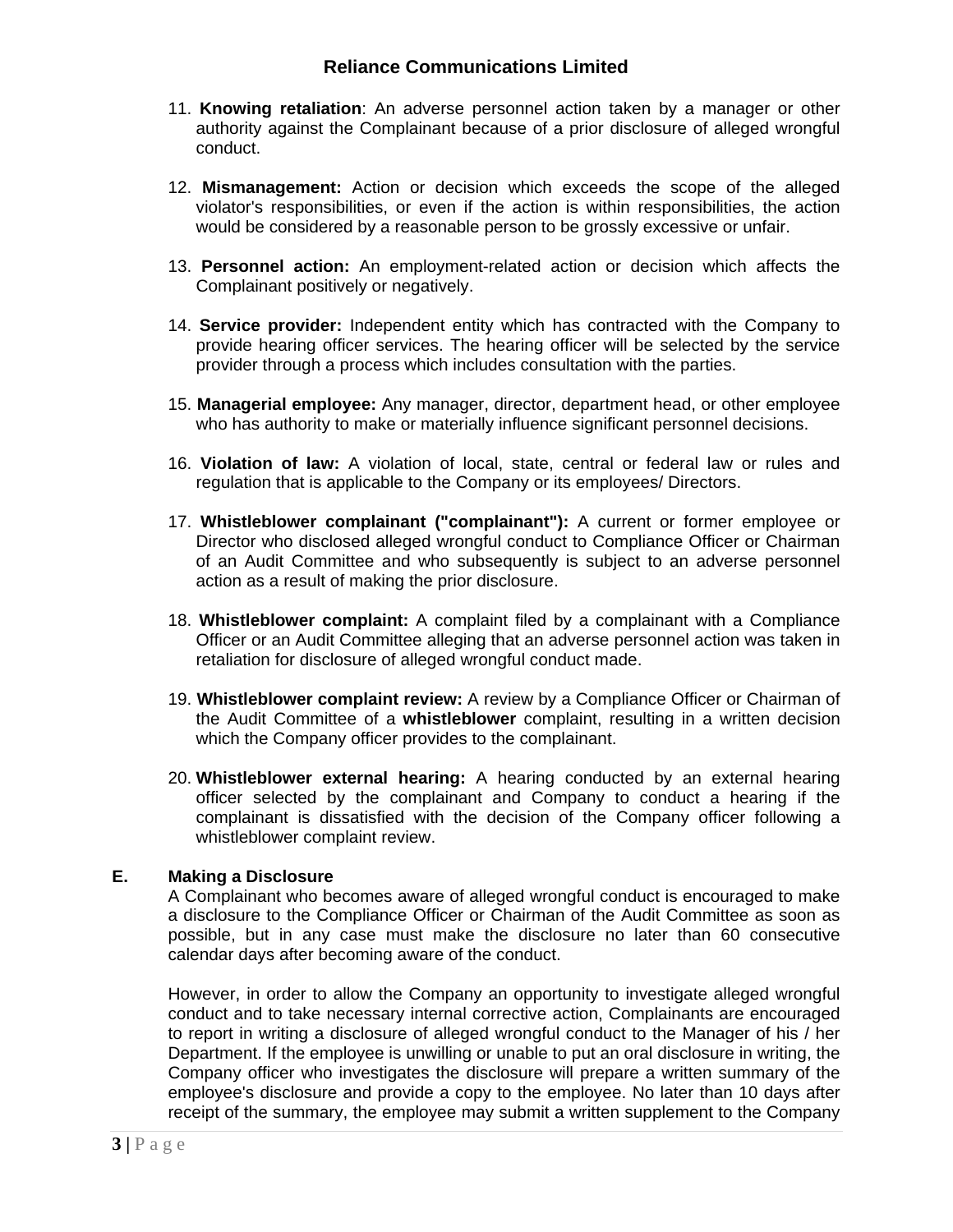11. **Knowing retaliation**: An adverse personnel action taken by a manager or other authority against the Complainant because of a prior disclosure of alleged wrongful conduct.

12. **Mismanagement:** Action or decision which exceeds the scope of the alleged violator's responsibilities, or even if the action is within responsibilities, the action would be considered by a reasonable person to be grossly excessive or unfair.

13. **Personnel action:** An employment-related action or decision which affects the Complainant positively or negatively.

14. **Service provider:** Independent entity which has contracted with the Company to provide hearing officer services. The hearing officer will be selected by the service provider through a process which includes consultation with the parties.

15. **Managerial employee:** Any manager, director, department head, or other employee who has authority to make or materially influence significant personnel decisions.

16. **Violation of law:** A violation of local, state, central or federal law or rules and regulation that is applicable to the Company or its employees/ Directors.

17. **Whistleblower complainant ("complainant"):** A current or former employee or Director who disclosed alleged wrongful conduct to Compliance Officer or Chairman of an Audit Committee and who subsequently is subject to an adverse personnel action as a result of making the prior disclosure.

18. **Whistleblower complaint:** A complaint filed by a complainant with a Compliance Officer or an Audit Committee alleging that an adverse personnel action was taken in retaliation for disclosure of alleged wrongful conduct made.

19. **Whistleblower complaint review:** A review by a Compliance Officer or Chairman of the Audit Committee of a **whistleblower** complaint, resulting in a written decision which the Company officer provides to the complainant.

20. **Whistleblower external hearing:** A hearing conducted by an external hearing officer selected by the complainant and Company to conduct a hearing if the complainant is dissatisfied with the decision of the Company officer following a whistleblower complaint review.

## E. Making a Disclosure

A Complainant who becomes aware of alleged wrongful conduct is encouraged to make a disclosure to the Compliance Officer or Chairman of the Audit Committee as soon as possible, but in any case must make the disclosure no later than 60 consecutive calendar days after becoming aware of the conduct.

However, in order to allow the Company an opportunity to investigate alleged wrongful conduct and to take necessary internal corrective action, Complainants are encouraged to report in writing a disclosure of alleged wrongful conduct to the Manager of his / her Department. If the employee is unwilling or unable to put an oral disclosure in writing, the Company officer who investigates the disclosure will prepare a written summary of the employee's disclosure and provide a copy to the employee. No later than 10 days after receipt of the summary, the employee may submit a written supplement to the Company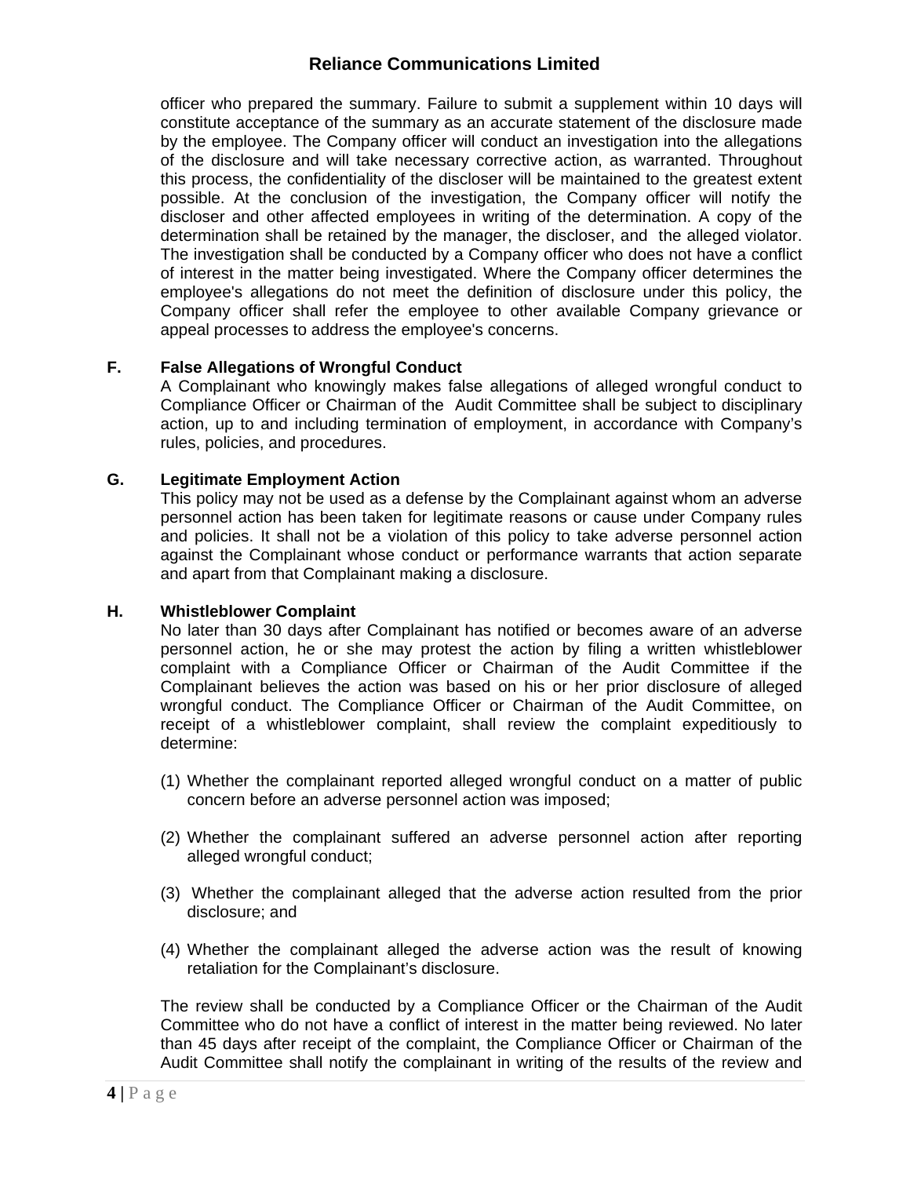officer who prepared the summary. Failure to submit a supplement within 10 days will constitute acceptance of the summary as an accurate statement of the disclosure made by the employee. The Company officer will conduct an investigation into the allegations of the disclosure and will take necessary corrective action, as warranted. Throughout this process, the confidentiality of the discloser will be maintained to the greatest extent possible. At the conclusion of the investigation, the Company officer will notify the discloser and other affected employees in writing of the determination. A copy of the determination shall be retained by the manager, the discloser, and the alleged violator. The investigation shall be conducted by a Company officer who does not have a conflict of interest in the matter being investigated. Where the Company officer determines the employee's allegations do not meet the definition of disclosure under this policy, the Company officer shall refer the employee to other available Company grievance or appeal processes to address the employee's concerns.

**F. False Allegations of Wrongful Conduct**

A Complainant who knowingly makes false allegations of alleged wrongful conduct to Compliance Officer or Chairman of the Audit Committee shall be subject to disciplinary action, up to and including termination of employment, in accordance with Company's rules, policies, and procedures.

**G. Legitimate Employment Action**

This policy may not be used as a defense by the Complainant against whom an adverse personnel action has been taken for legitimate reasons or cause under Company rules and policies. It shall not be a violation of this policy to take adverse personnel action against the Complainant whose conduct or performance warrants that action separate and apart from that Complainant making a disclosure.

**H. Whistleblower Complaint**

No later than 30 days after Complainant has notified or becomes aware of an adverse personnel action, he or she may protest the action by filing a written whistleblower complaint with a Compliance Officer or Chairman of the Audit Committee if the Complainant believes the action was based on his or her prior disclosure of alleged wrongful conduct. The Compliance Officer or Chairman of the Audit Committee, on receipt of a whistleblower complaint, shall review the complaint expeditiously to determine:

(1) Whether the complainant reported alleged wrongful conduct on a matter of public concern before an adverse personnel action was imposed;

(2) Whether the complainant suffered an adverse personnel action after reporting alleged wrongful conduct;

(3) Whether the complainant alleged that the adverse action resulted from the prior disclosure; and

(4) Whether the complainant alleged the adverse action was the result of knowing retaliation for the Complainant's disclosure.

The review shall be conducted by a Compliance Officer or the Chairman of the Audit Committee who do not have a conflict of interest in the matter being reviewed. No later than 45 days after receipt of the complaint, the Compliance Officer or Chairman of the Audit Committee shall notify the complainant in writing of the results of the review and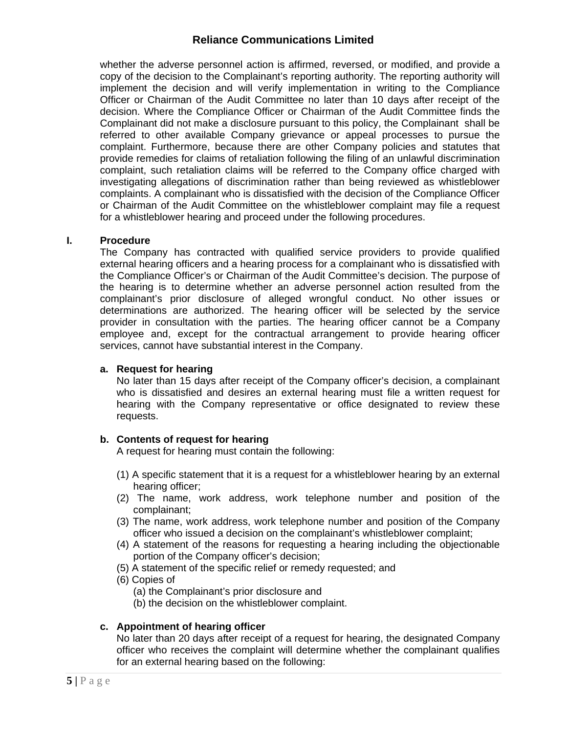whether the adverse personnel action is affirmed, reversed, or modified, and provide a copy of the decision to the Complainant's reporting authority. The reporting authority will implement the decision and will verify implementation in writing to the Compliance Officer or Chairman of the Audit Committee no later than 10 days after receipt of the decision. Where the Compliance Officer or Chairman of the Audit Committee finds the Complainant did not make a disclosure pursuant to this policy, the Complainant shall be referred to other available Company grievance or appeal processes to pursue the complaint. Furthermore, because there are other Company policies and statutes that provide remedies for claims of retaliation following the filing of an unlawful discrimination complaint, such retaliation claims will be referred to the Company office charged with investigating allegations of discrimination rather than being reviewed as whistleblower complaints. A complainant who is dissatisfied with the decision of the Compliance Officer or Chairman of the Audit Committee on the whistleblower complaint may file a request for a whistleblower hearing and proceed under the following procedures.

## I. Procedure

The Company has contracted with qualified service providers to provide qualified external hearing officers and a hearing process for a complainant who is dissatisfied with the Compliance Officer's or Chairman of the Audit Committee's decision. The purpose of the hearing is to determine whether an adverse personnel action resulted from the complainant's prior disclosure of alleged wrongful conduct. No other issues or determinations are authorized. The hearing officer will be selected by the service provider in consultation with the parties. The hearing officer cannot be a Company employee and, except for the contractual arrangement to provide hearing officer services, cannot have substantial interest in the Company.

### a. Request for hearing

No later than 15 days after receipt of the Company officer's decision, a complainant who is dissatisfied and desires an external hearing must file a written request for hearing with the Company representative or office designated to review these requests.

### b. Contents of request for hearing

A request for hearing must contain the following:

(1) A specific statement that it is a request for a whistleblower hearing by an external hearing officer;

(2) The name, work address, work telephone number and position of the complainant;

(3) The name, work address, work telephone number and position of the Company officer who issued a decision on the complainant's whistleblower complaint;

(4) A statement of the reasons for requesting a hearing including the objectionable portion of the Company officer's decision;

(5) A statement of the specific relief or remedy requested; and

(6) Copies of
- (a) the Complainant's prior disclosure and
- (b) the decision on the whistleblower complaint.

### c. Appointment of hearing officer

No later than 20 days after receipt of a request for hearing, the designated Company officer who receives the complaint will determine whether the complainant qualifies for an external hearing based on the following: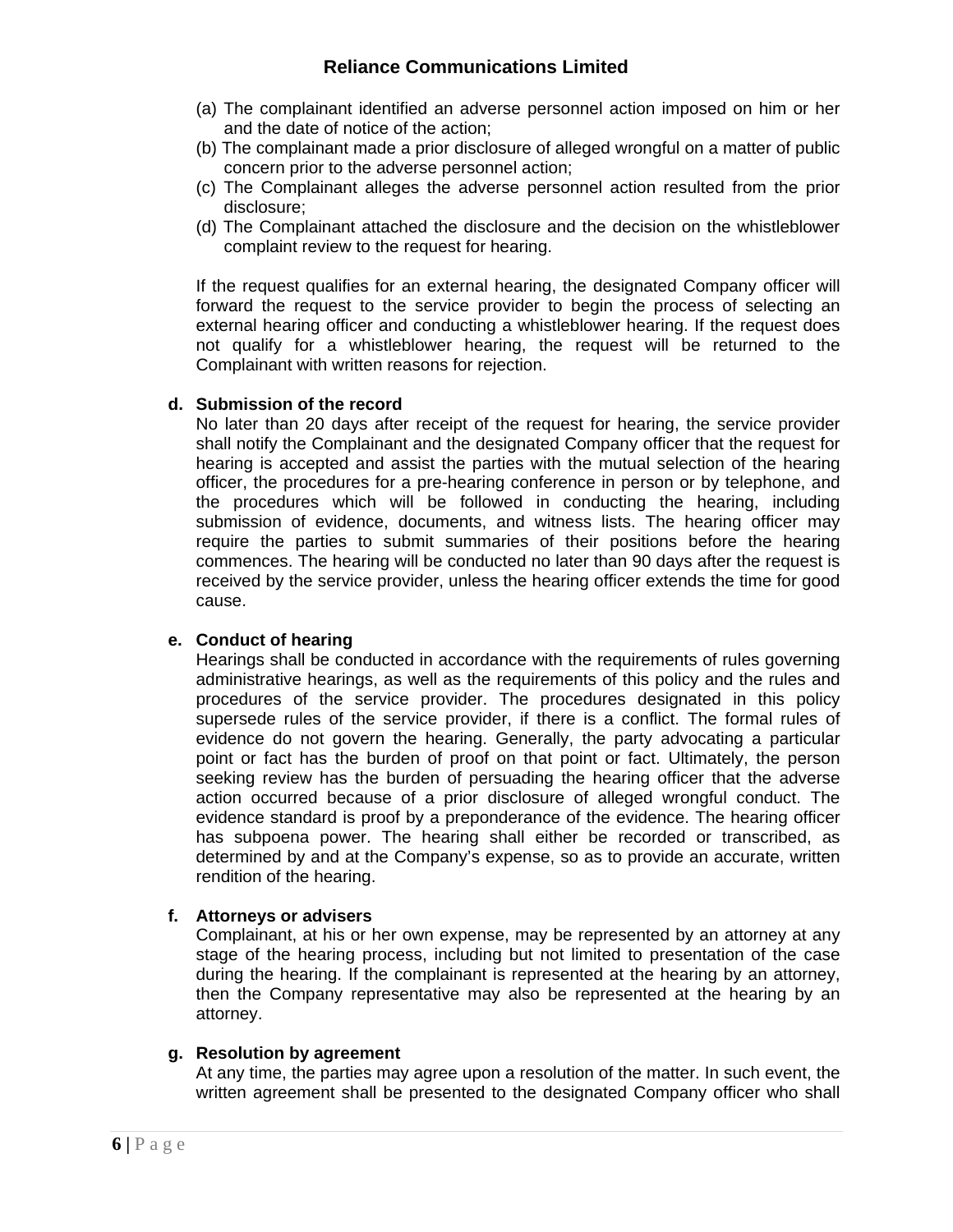(a) The complainant identified an adverse personnel action imposed on him or her and the date of notice of the action;
(b) The complainant made a prior disclosure of alleged wrongful on a matter of public concern prior to the adverse personnel action;
(c) The Complainant alleges the adverse personnel action resulted from the prior disclosure;
(d) The Complainant attached the disclosure and the decision on the whistleblower complaint review to the request for hearing.

If the request qualifies for an external hearing, the designated Company officer will forward the request to the service provider to begin the process of selecting an external hearing officer and conducting a whistleblower hearing. If the request does not qualify for a whistleblower hearing, the request will be returned to the Complainant with written reasons for rejection.

**d. Submission of the record**

No later than 20 days after receipt of the request for hearing, the service provider shall notify the Complainant and the designated Company officer that the request for hearing is accepted and assist the parties with the mutual selection of the hearing officer, the procedures for a pre-hearing conference in person or by telephone, and the procedures which will be followed in conducting the hearing, including submission of evidence, documents, and witness lists. The hearing officer may require the parties to submit summaries of their positions before the hearing commences. The hearing will be conducted no later than 90 days after the request is received by the service provider, unless the hearing officer extends the time for good cause.

**e. Conduct of hearing**

Hearings shall be conducted in accordance with the requirements of rules governing administrative hearings, as well as the requirements of this policy and the rules and procedures of the service provider. The procedures designated in this policy supersede rules of the service provider, if there is a conflict. The formal rules of evidence do not govern the hearing. Generally, the party advocating a particular point or fact has the burden of proof on that point or fact. Ultimately, the person seeking review has the burden of persuading the hearing officer that the adverse action occurred because of a prior disclosure of alleged wrongful conduct. The evidence standard is proof by a preponderance of the evidence. The hearing officer has subpoena power. The hearing shall either be recorded or transcribed, as determined by and at the Company's expense, so as to provide an accurate, written rendition of the hearing.

**f. Attorneys or advisers**

Complainant, at his or her own expense, may be represented by an attorney at any stage of the hearing process, including but not limited to presentation of the case during the hearing. If the complainant is represented at the hearing by an attorney, then the Company representative may also be represented at the hearing by an attorney.

**g. Resolution by agreement**

At any time, the parties may agree upon a resolution of the matter. In such event, the written agreement shall be presented to the designated Company officer who shall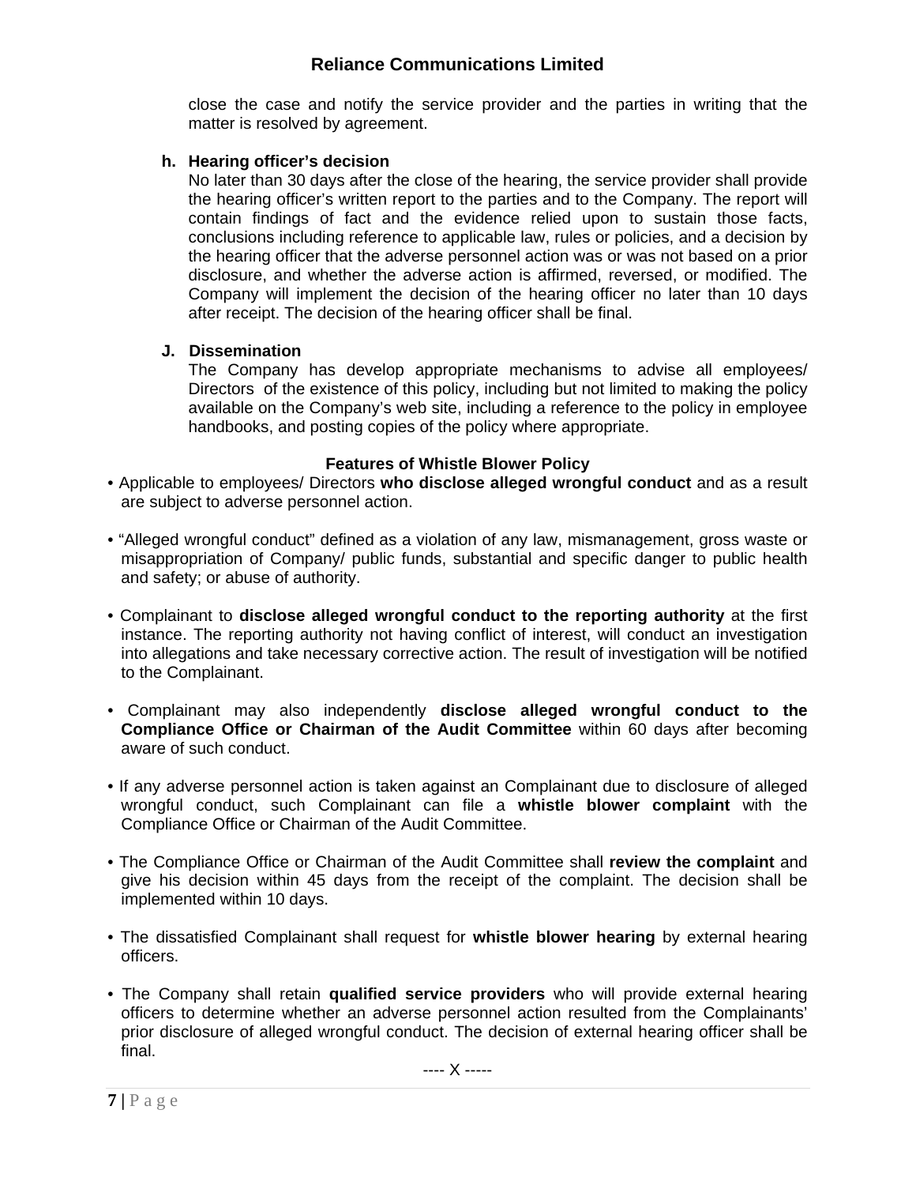close the case and notify the service provider and the parties in writing that the matter is resolved by agreement.

**h. Hearing officer's decision**

No later than 30 days after the close of the hearing, the service provider shall provide the hearing officer's written report to the parties and to the Company. The report will contain findings of fact and the evidence relied upon to sustain those facts, conclusions including reference to applicable law, rules or policies, and a decision by the hearing officer that the adverse personnel action was or was not based on a prior disclosure, and whether the adverse action is affirmed, reversed, or modified. The Company will implement the decision of the hearing officer no later than 10 days after receipt. The decision of the hearing officer shall be final.

**J. Dissemination**

The Company has develop appropriate mechanisms to advise all employees/ Directors of the existence of this policy, including but not limited to making the policy available on the Company's web site, including a reference to the policy in employee handbooks, and posting copies of the policy where appropriate.

**Features of Whistle Blower Policy**

- Applicable to employees/ Directors **who disclose alleged wrongful conduct** and as a result are subject to adverse personnel action.

- "Alleged wrongful conduct" defined as a violation of any law, mismanagement, gross waste or misappropriation of Company/ public funds, substantial and specific danger to public health and safety; or abuse of authority.

- Complainant to **disclose alleged wrongful conduct to the reporting authority** at the first instance. The reporting authority not having conflict of interest, will conduct an investigation into allegations and take necessary corrective action. The result of investigation will be notified to the Complainant.

- Complainant may also independently **disclose alleged wrongful conduct to the Compliance Office or Chairman of the Audit Committee** within 60 days after becoming aware of such conduct.

- If any adverse personnel action is taken against an Complainant due to disclosure of alleged wrongful conduct, such Complainant can file a **whistle blower complaint** with the Compliance Office or Chairman of the Audit Committee.

- The Compliance Office or Chairman of the Audit Committee shall **review the complaint** and give his decision within 45 days from the receipt of the complaint. The decision shall be implemented within 10 days.

- The dissatisfied Complainant shall request for **whistle blower hearing** by external hearing officers.

- The Company shall retain **qualified service providers** who will provide external hearing officers to determine whether an adverse personnel action resulted from the Complainants' prior disclosure of alleged wrongful conduct. The decision of external hearing officer shall be final.

---- X -----